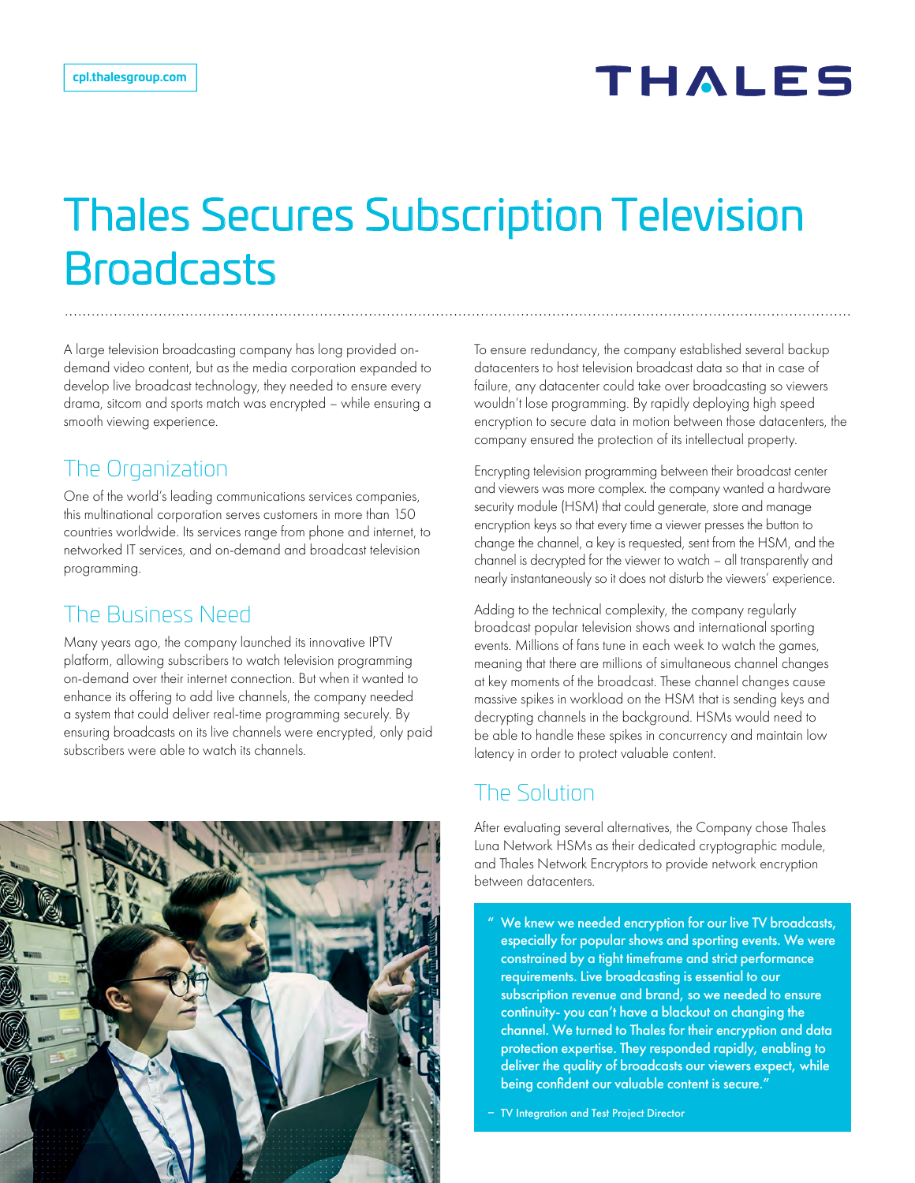cpl.thalesgroup.com

# Thales Secures Subscription Television Broadcasts

A large television broadcasting company has long provided on-demand video content, but as the media corporation expanded to develop live broadcast technology, they needed to ensure every drama, sitcom and sports match was encrypted – while ensuring a smooth viewing experience.

## The Organization

One of the world's leading communications services companies, this multinational corporation serves customers in more than 150 countries worldwide. Its services range from phone and internet, to networked IT services, and on-demand and broadcast television programming.

## The Business Need

Many years ago, the company launched its innovative IPTV platform, allowing subscribers to watch television programming on-demand over their internet connection. But when it wanted to enhance its offering to add live channels, the company needed a system that could deliver real-time programming securely. By ensuring broadcasts on its live channels were encrypted, only paid subscribers were able to watch its channels.

To ensure redundancy, the company established several backup datacenters to host television broadcast data so that in case of failure, any datacenter could take over broadcasting so viewers wouldn't lose programming. By rapidly deploying high speed encryption to secure data in motion between those datacenters, the company ensured the protection of its intellectual property.

Encrypting television programming between their broadcast center and viewers was more complex. the company wanted a hardware security module (HSM) that could generate, store and manage encryption keys so that every time a viewer presses the button to change the channel, a key is requested, sent from the HSM, and the channel is decrypted for the viewer to watch – all transparently and nearly instantaneously so it does not disturb the viewers' experience.

Adding to the technical complexity, the company regularly broadcast popular television shows and international sporting events. Millions of fans tune in each week to watch the games, meaning that there are millions of simultaneous channel changes at key moments of the broadcast. These channel changes cause massive spikes in workload on the HSM that is sending keys and decrypting channels in the background. HSMs would need to be able to handle these spikes in concurrency and maintain low latency in order to protect valuable content.

## The Solution

After evaluating several alternatives, the Company chose Thales Luna Network HSMs as their dedicated cryptographic module, and Thales Network Encryptors to provide network encryption between datacenters.

> **"We knew we needed encryption for our live TV broadcasts, especially for popular shows and sporting events. We were constrained by a tight timeframe and strict performance requirements. Live broadcasting is essential to our subscription revenue and brand, so we needed to ensure continuity- you can't have a blackout on changing the channel. We turned to Thales for their encryption and data protection expertise. They responded rapidly, enabling to deliver the quality of broadcasts our viewers expect, while being confident our valuable content is secure."**
>
> – TV Integration and Test Project Director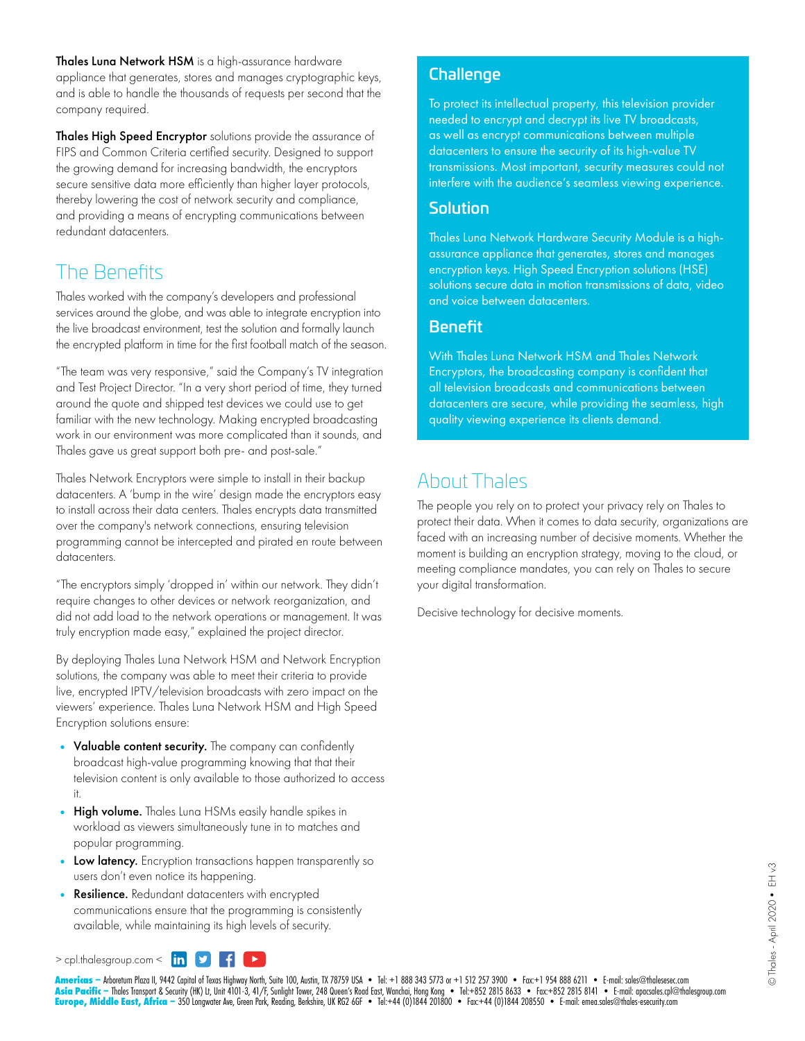**Thales Luna Network HSM** is a high-assurance hardware appliance that generates, stores and manages cryptographic keys, and is able to handle the thousands of requests per second that the company required.

**Thales High Speed Encryptor** solutions provide the assurance of FIPS and Common Criteria certified security. Designed to support the growing demand for increasing bandwidth, the encryptors secure sensitive data more efficiently than higher layer protocols, thereby lowering the cost of network security and compliance, and providing a means of encrypting communications between redundant datacenters.

## The Benefits

Thales worked with the company's developers and professional services around the globe, and was able to integrate encryption into the live broadcast environment, test the solution and formally launch the encrypted platform in time for the first football match of the season.

"The team was very responsive," said the Company's TV integration and Test Project Director. "In a very short period of time, they turned around the quote and shipped test devices we could use to get familiar with the new technology. Making encrypted broadcasting work in our environment was more complicated than it sounds, and Thales gave us great support both pre- and post-sale."

Thales Network Encryptors were simple to install in their backup datacenters. A 'bump in the wire' design made the encryptors easy to install across their data centers. Thales encrypts data transmitted over the company's network connections, ensuring television programming cannot be intercepted and pirated en route between datacenters.

"The encryptors simply 'dropped in' within our network. They didn't require changes to other devices or network reorganization, and did not add load to the network operations or management. It was truly encryption made easy," explained the project director.

By deploying Thales Luna Network HSM and Network Encryption solutions, the company was able to meet their criteria to provide live, encrypted IPTV/television broadcasts with zero impact on the viewers' experience. Thales Luna Network HSM and High Speed Encryption solutions ensure:

- **Valuable content security.** The company can confidently broadcast high-value programming knowing that that their television content is only available to those authorized to access it.
- **High volume.** Thales Luna HSMs easily handle spikes in workload as viewers simultaneously tune in to matches and popular programming.
- **Low latency.** Encryption transactions happen transparently so users don't even notice its happening.
- **Resilience.** Redundant datacenters with encrypted communications ensure that the programming is consistently available, while maintaining its high levels of security.

### Challenge

To protect its intellectual property, this television provider needed to encrypt and decrypt its live TV broadcasts, as well as encrypt communications between multiple datacenters to ensure the security of its high-value TV transmissions. Most important, security measures could not interfere with the audience's seamless viewing experience.

### Solution

Thales Luna Network Hardware Security Module is a high-assurance appliance that generates, stores and manages encryption keys. High Speed Encryption solutions (HSE) solutions secure data in motion transmissions of data, video and voice between datacenters.

### Benefit

With Thales Luna Network HSM and Thales Network Encryptors, the broadcasting company is confident that all television broadcasts and communications between datacenters are secure, while providing the seamless, high quality viewing experience its clients demand.

## About Thales

The people you rely on to protect your privacy rely on Thales to protect their data. When it comes to data security, organizations are faced with an increasing number of decisive moments. Whether the moment is building an encryption strategy, moving to the cloud, or meeting compliance mandates, you can rely on Thales to secure your digital transformation.

Decisive technology for decisive moments.

> cpl.thalesgroup.com <

**Americas –** Arboretum Plaza II, 9442 Capital of Texas Highway North, Suite 100, Austin, TX 78759 USA • Tel: +1 888 343 5773 or +1 512 257 3900 • Fax:+1 954 888 6211 • E-mail: sales@thalesesec.com
**Asia Pacific –** Thales Transport & Security (HK) Lt, Unit 4101-3, 41/F, Sunlight Tower, 248 Queen's Road East, Wanchai, Hong Kong • Tel:+852 2815 8633 • Fax:+852 2815 8141 • E-mail: apacsales.cpl@thalesgroup.com
**Europe, Middle East, Africa –** 350 Longwater Ave, Green Park, Reading, Berkshire, UK RG2 6GF • Tel:+44 (0)1844 201800 • Fax:+44 (0)1844 208550 • E-mail: emea.sales@thales-esecurity.com

© Thales - April 2020 • EH v3